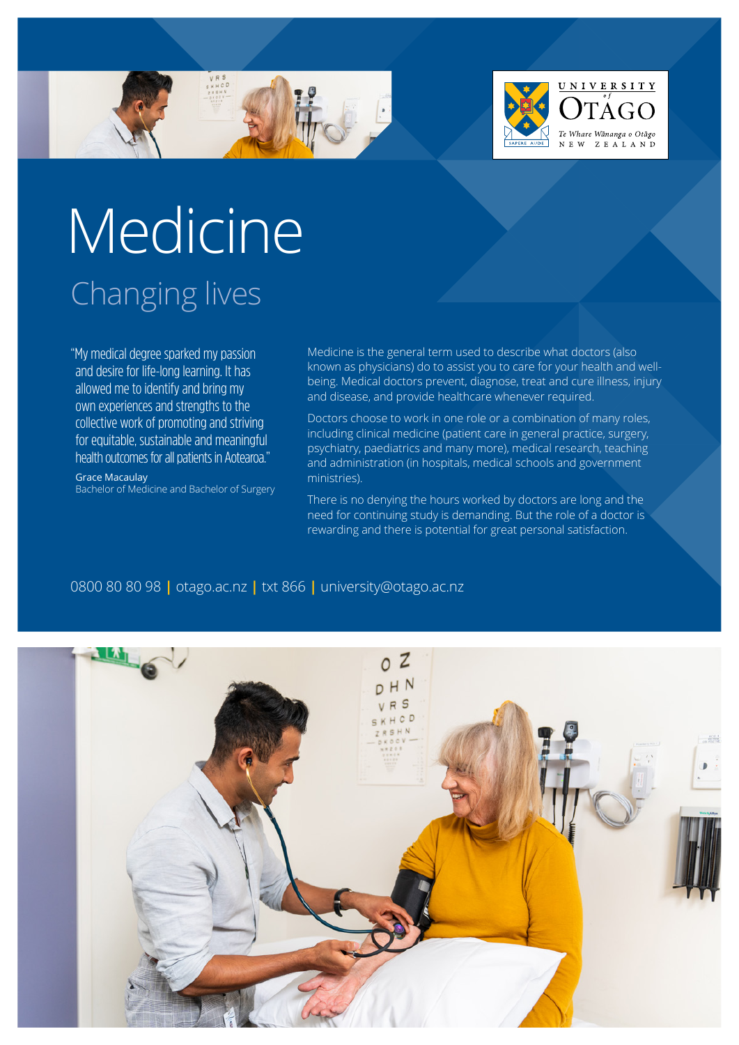UNIVERSITY of OTAGO
Te Whare Wānanga o Otāgo
NEW ZEALAND

# Medicine

## Changing lives

"My medical degree sparked my passion and desire for life-long learning. It has allowed me to identify and bring my own experiences and strengths to the collective work of promoting and striving for equitable, sustainable and meaningful health outcomes for all patients in Aotearoa."

Grace Macaulay
Bachelor of Medicine and Bachelor of Surgery

Medicine is the general term used to describe what doctors (also known as physicians) do to assist you to care for your health and well-being. Medical doctors prevent, diagnose, treat and cure illness, injury and disease, and provide healthcare whenever required.

Doctors choose to work in one role or a combination of many roles, including clinical medicine (patient care in general practice, surgery, psychiatry, paediatrics and many more), medical research, teaching and administration (in hospitals, medical schools and government ministries).

There is no denying the hours worked by doctors are long and the need for continuing study is demanding. But the role of a doctor is rewarding and there is potential for great personal satisfaction.

0800 80 80 98 | otago.ac.nz | txt 866 | university@otago.ac.nz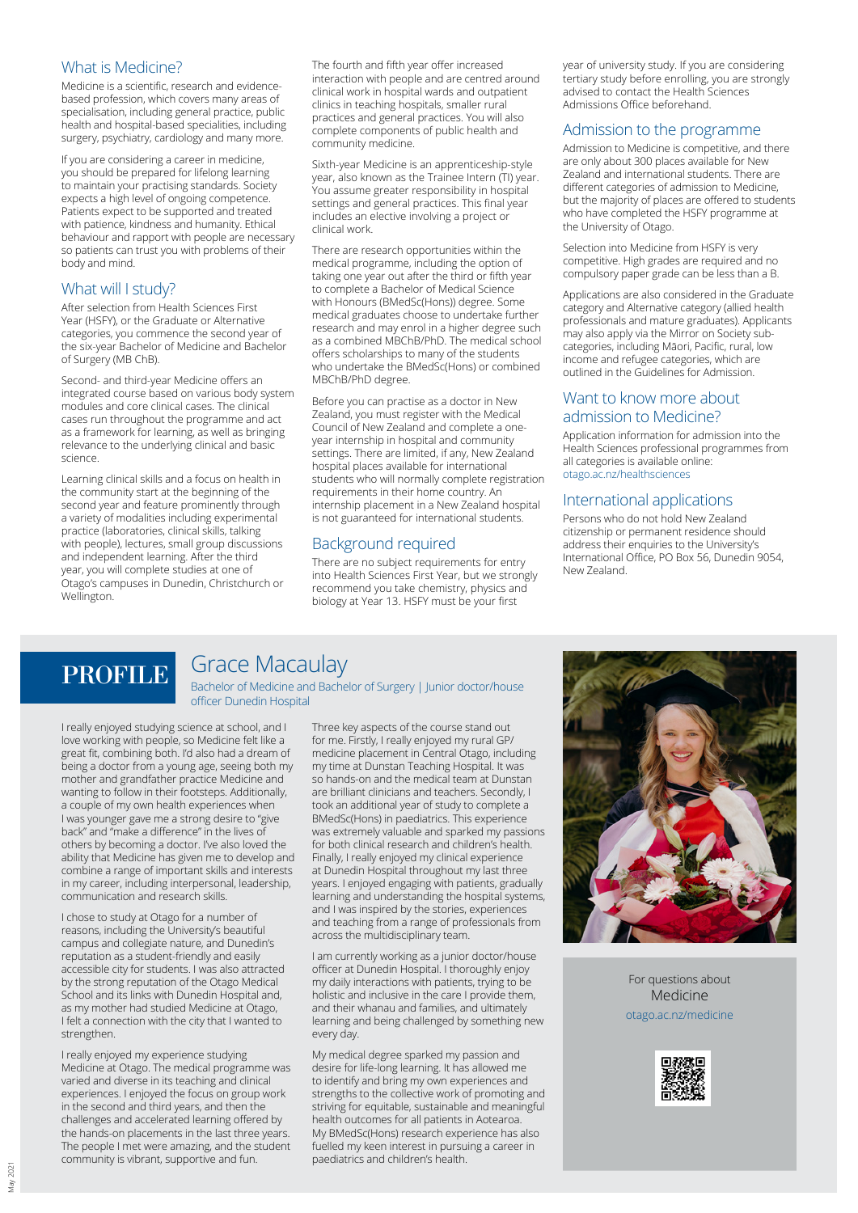## What is Medicine?

Medicine is a scientific, research and evidence-based profession, which covers many areas of specialisation, including general practice, public health and hospital-based specialities, including surgery, psychiatry, cardiology and many more.

If you are considering a career in medicine, you should be prepared for lifelong learning to maintain your practising standards. Society expects a high level of ongoing competence. Patients expect to be supported and treated with patience, kindness and humanity. Ethical behaviour and rapport with people are necessary so patients can trust you with problems of their body and mind.

## What will I study?

After selection from Health Sciences First Year (HSFY), or the Graduate or Alternative categories, you commence the second year of the six-year Bachelor of Medicine and Bachelor of Surgery (MB ChB).

Second- and third-year Medicine offers an integrated course based on various body system modules and core clinical cases. The clinical cases run throughout the programme and act as a framework for learning, as well as bringing relevance to the underlying clinical and basic science.

Learning clinical skills and a focus on health in the community start at the beginning of the second year and feature prominently through a variety of modalities including experimental practice (laboratories, clinical skills, talking with people), lectures, small group discussions and independent learning. After the third year, you will complete studies at one of Otago's campuses in Dunedin, Christchurch or Wellington.

The fourth and fifth year offer increased interaction with people and are centred around clinical work in hospital wards and outpatient clinics in teaching hospitals, smaller rural practices and general practices. You will also complete components of public health and community medicine.

Sixth-year Medicine is an apprenticeship-style year, also known as the Trainee Intern (TI) year. You assume greater responsibility in hospital settings and general practices. This final year includes an elective involving a project or clinical work.

There are research opportunities within the medical programme, including the option of taking one year out after the third or fifth year to complete a Bachelor of Medical Science with Honours (BMedSc(Hons)) degree. Some medical graduates choose to undertake further research and may enrol in a higher degree such as a combined MBChB/PhD. The medical school offers scholarships to many of the students who undertake the BMedSc(Hons) or combined MBChB/PhD degree.

Before you can practise as a doctor in New Zealand, you must register with the Medical Council of New Zealand and complete a one-year internship in hospital and community settings. There are limited, if any, New Zealand hospital places available for international students who will normally complete registration requirements in their home country. An internship placement in a New Zealand hospital is not guaranteed for international students.

## Background required

There are no subject requirements for entry into Health Sciences First Year, but we strongly recommend you take chemistry, physics and biology at Year 13. HSFY must be your first year of university study. If you are considering tertiary study before enrolling, you are strongly advised to contact the Health Sciences Admissions Office beforehand.

## Admission to the programme

Admission to Medicine is competitive, and there are only about 300 places available for New Zealand and international students. There are different categories of admission to Medicine, but the majority of places are offered to students who have completed the HSFY programme at the University of Otago.

Selection into Medicine from HSFY is very competitive. High grades are required and no compulsory paper grade can be less than a B.

Applications are also considered in the Graduate category and Alternative category (allied health professionals and mature graduates). Applicants may also apply via the Mirror on Society sub-categories, including Māori, Pacific, rural, low income and refugee categories, which are outlined in the Guidelines for Admission.

## Want to know more about admission to Medicine?

Application information for admission into the Health Sciences professional programmes from all categories is available online:
otago.ac.nz/healthsciences

## International applications

Persons who do not hold New Zealand citizenship or permanent residence should address their enquiries to the University's International Office, PO Box 56, Dunedin 9054, New Zealand.

# PROFILE

## Grace Macaulay

Bachelor of Medicine and Bachelor of Surgery | Junior doctor/house officer Dunedin Hospital

I really enjoyed studying science at school, and I love working with people, so Medicine felt like a great fit, combining both. I'd also had a dream of being a doctor from a young age, seeing both my mother and grandfather practice Medicine and wanting to follow in their footsteps. Additionally, a couple of my own health experiences when I was younger gave me a strong desire to "give back" and "make a difference" in the lives of others by becoming a doctor. I've also loved the ability that Medicine has given me to develop and combine a range of important skills and interests in my career, including interpersonal, leadership, communication and research skills.

I chose to study at Otago for a number of reasons, including the University's beautiful campus and collegiate nature, and Dunedin's reputation as a student-friendly and easily accessible city for students. I was also attracted by the strong reputation of the Otago Medical School and its links with Dunedin Hospital and, as my mother had studied Medicine at Otago, I felt a connection with the city that I wanted to strengthen.

I really enjoyed my experience studying Medicine at Otago. The medical programme was varied and diverse in its teaching and clinical experiences. I enjoyed the focus on group work in the second and third years, and then the challenges and accelerated learning offered by the hands-on placements in the last three years. The people I met were amazing, and the student community is vibrant, supportive and fun.

Three key aspects of the course stand out for me. Firstly, I really enjoyed my rural GP/medicine placement in Central Otago, including my time at Dunstan Teaching Hospital. It was so hands-on and the medical team at Dunstan are brilliant clinicians and teachers. Secondly, I took an additional year of study to complete a BMedSc(Hons) in paediatrics. This experience was extremely valuable and sparked my passions for both clinical research and children's health. Finally, I really enjoyed my clinical experience at Dunedin Hospital throughout my last three years. I enjoyed engaging with patients, gradually learning and understanding the hospital systems, and I was inspired by the stories, experiences and teaching from a range of professionals from across the multidisciplinary team.

I am currently working as a junior doctor/house officer at Dunedin Hospital. I thoroughly enjoy my daily interactions with patients, trying to be holistic and inclusive in the care I provide them, and their whanau and families, and ultimately learning and being challenged by something new every day.

My medical degree sparked my passion and desire for life-long learning. It has allowed me to identify and bring my own experiences and strengths to the collective work of promoting and striving for equitable, sustainable and meaningful health outcomes for all patients in Aotearoa. My BMedSc(Hons) research experience has also fuelled my keen interest in pursuing a career in paediatrics and children's health.

For questions about
Medicine
otago.ac.nz/medicine

May 2021